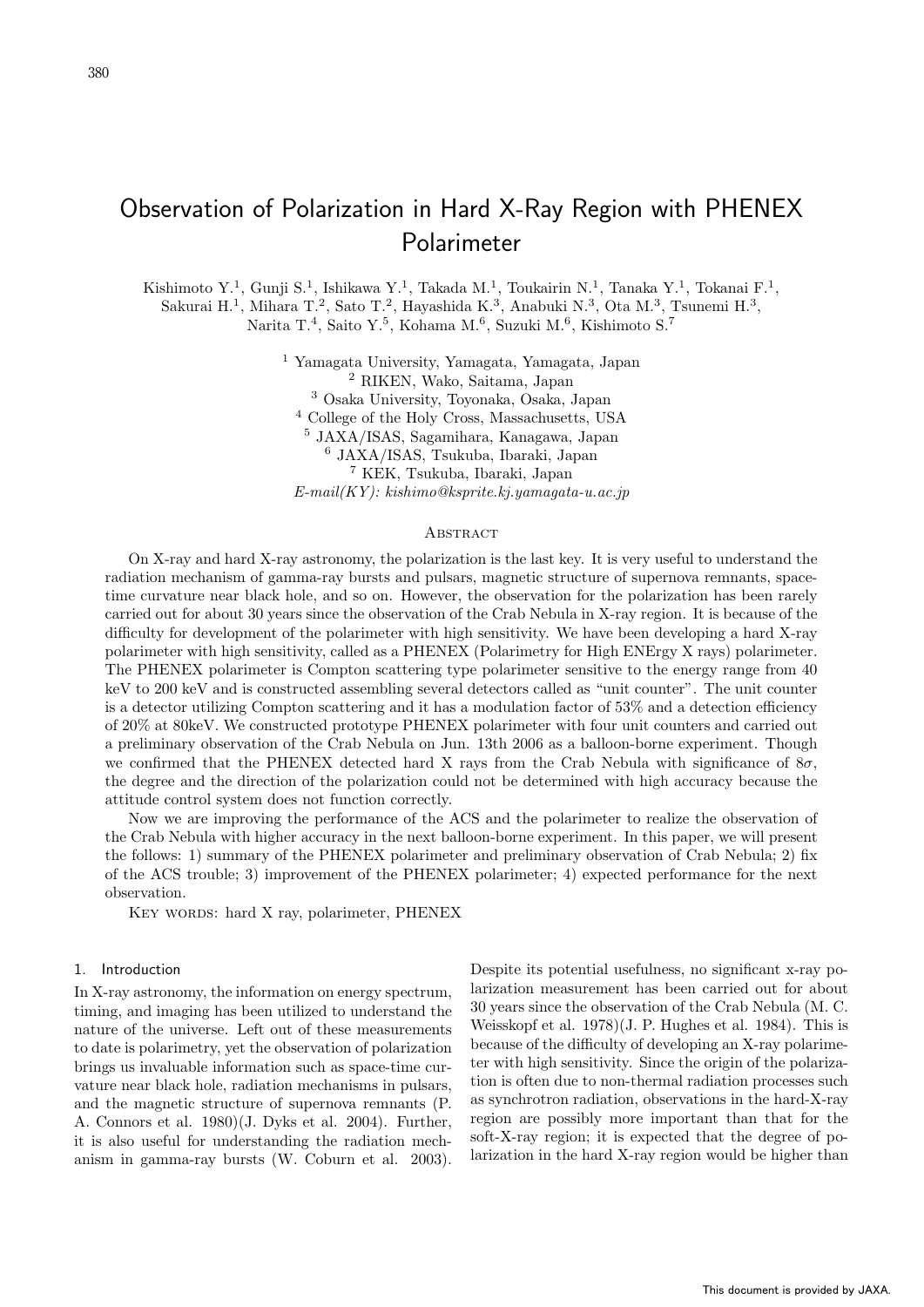# Observation of Polarization in Hard X-Ray Region with PHENEX Polarimeter

Kishimoto Y.[1], Gunji S.[1], Ishikawa Y.[1], Takada M.[1], Toukairin N.[1], Tanaka Y.[1], Tokanai F.[1], Sakurai H.[1], Mihara T.[2], Sato T.[2], Hayashida K.[3], Anabuki N.[3], Ota M.[3], Tsunemi H.[3], Narita T.[4], Saito Y.[5], Kohama M.[6], Suzuki M.[6], Kishimoto S.[7]

[1] Yamagata University, Yamagata, Yamagata, Japan
[2] RIKEN, Wako, Saitama, Japan
[3] Osaka University, Toyonaka, Osaka, Japan
[4] College of the Holy Cross, Massachusetts, USA
[5] JAXA/ISAS, Sagamihara, Kanagawa, Japan
[6] JAXA/ISAS, Tsukuba, Ibaraki, Japan
[7] KEK, Tsukuba, Ibaraki, Japan
*E-mail(KY): kishimo@ksprite.kj.yamagata-u.ac.jp*

## Abstract

On X-ray and hard X-ray astronomy, the polarization is the last key. It is very useful to understand the radiation mechanism of gamma-ray bursts and pulsars, magnetic structure of supernova remnants, space-time curvature near black hole, and so on. However, the observation for the polarization has been rarely carried out for about 30 years since the observation of the Crab Nebula in X-ray region. It is because of the difficulty for development of the polarimeter with high sensitivity. We have been developing a hard X-ray polarimeter with high sensitivity, called as a PHENEX (Polarimetry for High ENErgy X rays) polarimeter. The PHENEX polarimeter is Compton scattering type polarimeter sensitive to the energy range from 40 keV to 200 keV and is constructed assembling several detectors called as "unit counter". The unit counter is a detector utilizing Compton scattering and it has a modulation factor of 53% and a detection efficiency of 20% at 80keV. We constructed prototype PHENEX polarimeter with four unit counters and carried out a preliminary observation of the Crab Nebula on Jun. 13th 2006 as a balloon-borne experiment. Though we confirmed that the PHENEX detected hard X rays from the Crab Nebula with significance of $8\sigma$, the degree and the direction of the polarization could not be determined with high accuracy because the attitude control system does not function correctly.

Now we are improving the performance of the ACS and the polarimeter to realize the observation of the Crab Nebula with higher accuracy in the next balloon-borne experiment. In this paper, we will present the follows: 1) summary of the PHENEX polarimeter and preliminary observation of Crab Nebula; 2) fix of the ACS trouble; 3) improvement of the PHENEX polarimeter; 4) expected performance for the next observation.

Key words: hard X ray, polarimeter, PHENEX

## 1. Introduction

In X-ray astronomy, the information on energy spectrum, timing, and imaging has been utilized to understand the nature of the universe. Left out of these measurements to date is polarimetry, yet the observation of polarization brings us invaluable information such as space-time curvature near black hole, radiation mechanisms in pulsars, and the magnetic structure of supernova remnants (P. A. Connors et al. 1980)(J. Dyks et al. 2004). Further, it is also useful for understanding the radiation mechanism in gamma-ray bursts (W. Coburn et al. 2003). Despite its potential usefulness, no significant x-ray polarization measurement has been carried out for about 30 years since the observation of the Crab Nebula (M. C. Weisskopf et al. 1978)(J. P. Hughes et al. 1984). This is because of the difficulty of developing an X-ray polarimeter with high sensitivity. Since the origin of the polarization is often due to non-thermal radiation processes such as synchrotron radiation, observations in the hard-X-ray region are possibly more important than that for the soft-X-ray region; it is expected that the degree of polarization in the hard X-ray region would be higher than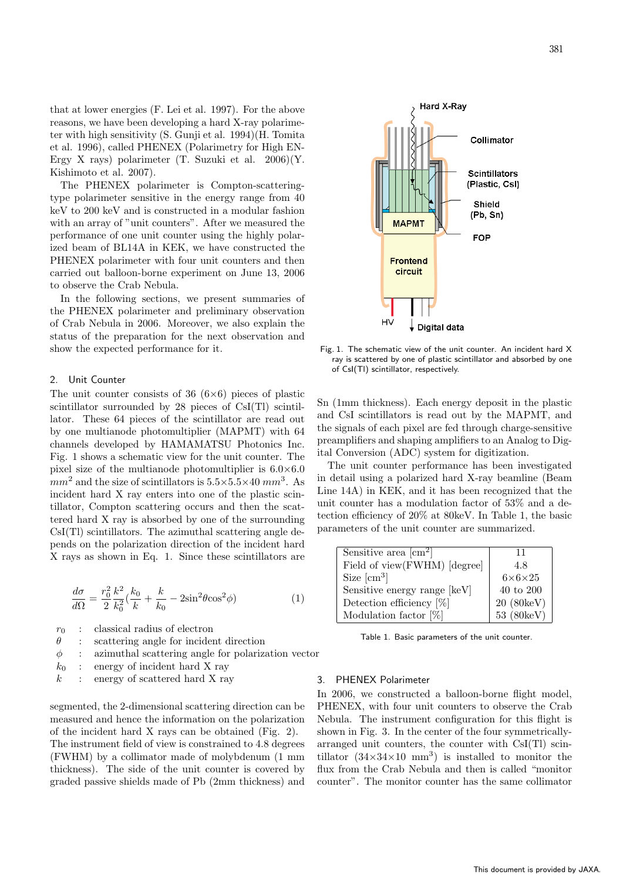that at lower energies (F. Lei et al. 1997). For the above reasons, we have been developing a hard X-ray polarimeter with high sensitivity (S. Gunji et al. 1994)(H. Tomita et al. 1996), called PHENEX (Polarimetry for High ENErgy X rays) polarimeter (T. Suzuki et al. 2006)(Y. Kishimoto et al. 2007).

The PHENEX polarimeter is Compton-scattering-type polarimeter sensitive in the energy range from 40 keV to 200 keV and is constructed in a modular fashion with an array of "unit counters". After we measured the performance of one unit counter using the highly polarized beam of BL14A in KEK, we have constructed the PHENEX polarimeter with four unit counters and then carried out balloon-borne experiment on June 13, 2006 to observe the Crab Nebula.

In the following sections, we present summaries of the PHENEX polarimeter and preliminary observation of Crab Nebula in 2006. Moreover, we also explain the status of the preparation for the next observation and show the expected performance for it.

## 2. Unit Counter

The unit counter consists of 36 (6×6) pieces of plastic scintillator surrounded by 28 pieces of CsI(Tl) scintillator. These 64 pieces of the scintillator are read out by one multianode photomultiplier (MAPMT) with 64 channels developed by HAMAMATSU Photonics Inc. Fig. 1 shows a schematic view for the unit counter. The pixel size of the multianode photomultiplier is 6.0×6.0 $mm^2$ and the size of scintillators is 5.5×5.5×40 $mm^3$. As incident hard X ray enters into one of the plastic scintillator, Compton scattering occurs and then the scattered hard X ray is absorbed by one of the surrounding CsI(Tl) scintillators. The azimuthal scattering angle depends on the polarization direction of the incident hard X rays as shown in Eq. 1. Since these scintillators are

$$\frac{d\sigma}{d\Omega} = \frac{r_0^2}{2}\frac{k^2}{k_0^2}\left(\frac{k_0}{k} + \frac{k}{k_0} - 2\sin^2\theta\cos^2\phi\right) \qquad (1)$$

- $r_0$ : classical radius of electron
- $\theta$ : scattering angle for incident direction
- $\phi$ : azimuthal scattering angle for polarization vector
- $k_0$ : energy of incident hard X ray
- $k$ : energy of scattered hard X ray

segmented, the 2-dimensional scattering direction can be measured and hence the information on the polarization of the incident hard X rays can be obtained (Fig. 2). The instrument field of view is constrained to 4.8 degrees (FWHM) by a collimator made of molybdenum (1 mm thickness). The side of the unit counter is covered by graded passive shields made of Pb (2mm thickness) and Sn (1mm thickness). Each energy deposit in the plastic and CsI scintillators is read out by the MAPMT, and the signals of each pixel are fed through charge-sensitive preamplifiers and shaping amplifiers to an Analog to Digital Conversion (ADC) system for digitization.

Fig. 1. The schematic view of the unit counter. An incident hard X ray is scattered by one of plastic scintillator and absorbed by one of CsI(Tl) scintillator, respectively.

The unit counter performance has been investigated in detail using a polarized hard X-ray beamline (Beam Line 14A) in KEK, and it has been recognized that the unit counter has a modulation factor of 53% and a detection efficiency of 20% at 80keV. In Table 1, the basic parameters of the unit counter are summarized.

| Parameter | Value |
|---|---|
| Sensitive area [$cm^2$] | 11 |
| Field of view(FWHM) [degree] | 4.8 |
| Size [$cm^3$] | 6×6×25 |
| Sensitive energy range [keV] | 40 to 200 |
| Detection efficiency [%] | 20 (80keV) |
| Modulation factor [%] | 53 (80keV) |

Table 1. Basic parameters of the unit counter.

## 3. PHENEX Polarimeter

In 2006, we constructed a balloon-borne flight model, PHENEX, with four unit counters to observe the Crab Nebula. The instrument configuration for this flight is shown in Fig. 3. In the center of the four symmetrically-arranged unit counters, the counter with CsI(Tl) scintillator (34×34×10 $mm^3$) is installed to monitor the flux from the Crab Nebula and then is called "monitor counter". The monitor counter has the same collimator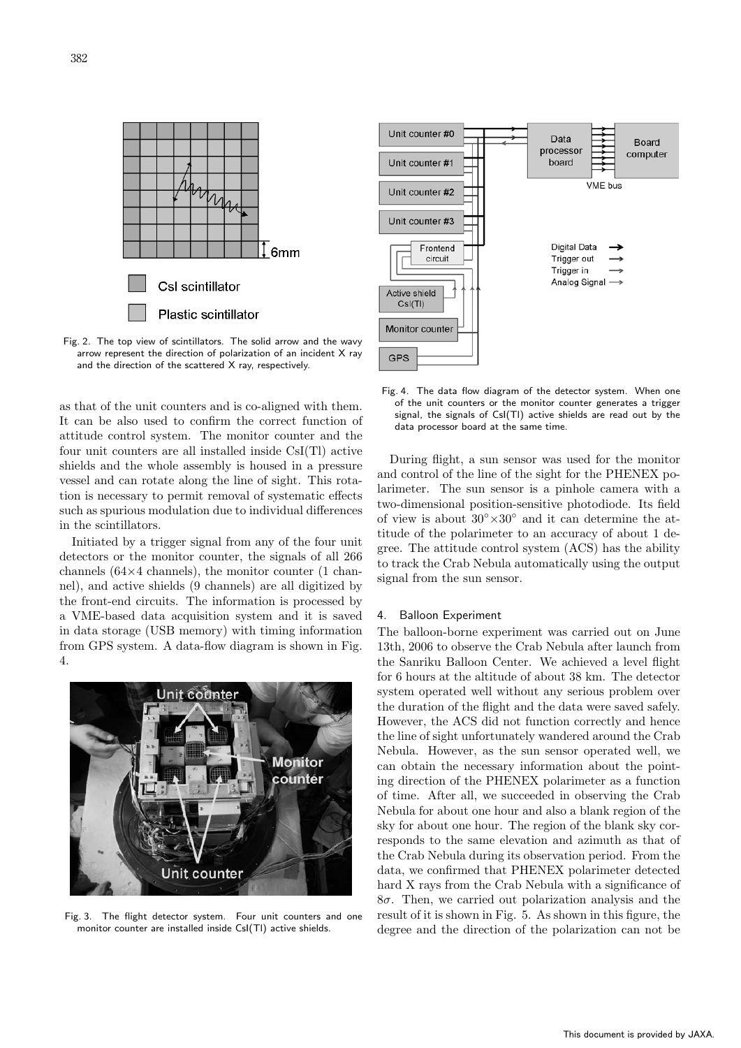Fig. 2. The top view of scintillators. The solid arrow and the wavy arrow represent the direction of polarization of an incident X ray and the direction of the scattered X ray, respectively.

as that of the unit counters and is co-aligned with them. It can be also used to confirm the correct function of attitude control system. The monitor counter and the four unit counters are all installed inside CsI(Tl) active shields and the whole assembly is housed in a pressure vessel and can rotate along the line of sight. This rotation is necessary to permit removal of systematic effects such as spurious modulation due to individual differences in the scintillators.

Initiated by a trigger signal from any of the four unit detectors or the monitor counter, the signals of all 266 channels (64×4 channels), the monitor counter (1 channel), and active shields (9 channels) are all digitized by the front-end circuits. The information is processed by a VME-based data acquisition system and it is saved in data storage (USB memory) with timing information from GPS system. A data-flow diagram is shown in Fig. 4.

Fig. 3. The flight detector system. Four unit counters and one monitor counter are installed inside CsI(Tl) active shields.

Fig. 4. The data flow diagram of the detector system. When one of the unit counters or the monitor counter generates a trigger signal, the signals of CsI(Tl) active shields are read out by the data processor board at the same time.

During flight, a sun sensor was used for the monitor and control of the line of the sight for the PHENEX polarimeter. The sun sensor is a pinhole camera with a two-dimensional position-sensitive photodiode. Its field of view is about $30^\circ \times 30^\circ$ and it can determine the attitude of the polarimeter to an accuracy of about 1 degree. The attitude control system (ACS) has the ability to track the Crab Nebula automatically using the output signal from the sun sensor.

## 4. Balloon Experiment

The balloon-borne experiment was carried out on June 13th, 2006 to observe the Crab Nebula after launch from the Sanriku Balloon Center. We achieved a level flight for 6 hours at the altitude of about 38 km. The detector system operated well without any serious problem over the duration of the flight and the data were saved safely. However, the ACS did not function correctly and hence the line of sight unfortunately wandered around the Crab Nebula. However, as the sun sensor operated well, we can obtain the necessary information about the pointing direction of the PHENEX polarimeter as a function of time. After all, we succeeded in observing the Crab Nebula for about one hour and also a blank region of the sky for about one hour. The region of the blank sky corresponds to the same elevation and azimuth as that of the Crab Nebula during its observation period. From the data, we confirmed that PHENEX polarimeter detected hard X rays from the Crab Nebula with a significance of $8\sigma$. Then, we carried out polarization analysis and the result of it is shown in Fig. 5. As shown in this figure, the degree and the direction of the polarization can not be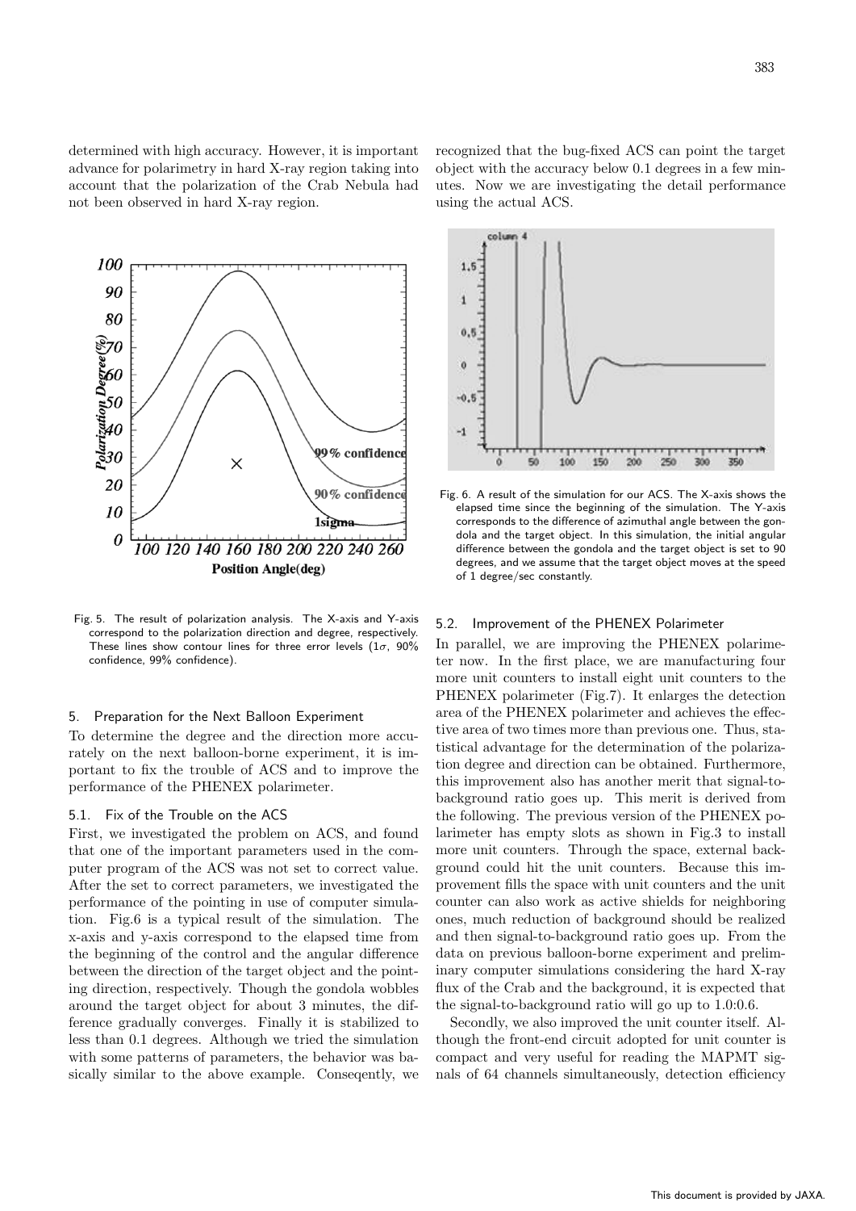determined with high accuracy. However, it is important advance for polarimetry in hard X-ray region taking into account that the polarization of the Crab Nebula had not been observed in hard X-ray region.

Fig. 5. The result of polarization analysis. The X-axis and Y-axis correspond to the polarization direction and degree, respectively. These lines show contour lines for three error levels ($1\sigma$, 90% confidence, 99% confidence).

## 5. Preparation for the Next Balloon Experiment

To determine the degree and the direction more accurately on the next balloon-borne experiment, it is important to fix the trouble of ACS and to improve the performance of the PHENEX polarimeter.

### 5.1. Fix of the Trouble on the ACS

First, we investigated the problem on ACS, and found that one of the important parameters used in the computer program of the ACS was not set to correct value. After the set to correct parameters, we investigated the performance of the pointing in use of computer simulation. Fig.6 is a typical result of the simulation. The x-axis and y-axis correspond to the elapsed time from the beginning of the control and the angular difference between the direction of the target object and the pointing direction, respectively. Though the gondola wobbles around the target object for about 3 minutes, the difference gradually converges. Finally it is stabilized to less than 0.1 degrees. Although we tried the simulation with some patterns of parameters, the behavior was basically similar to the above example. Conseqently, we recognized that the bug-fixed ACS can point the target object with the accuracy below 0.1 degrees in a few minutes. Now we are investigating the detail performance using the actual ACS.

Fig. 6. A result of the simulation for our ACS. The X-axis shows the elapsed time since the beginning of the simulation. The Y-axis corresponds to the difference of azimuthal angle between the gondola and the target object. In this simulation, the initial angular difference between the gondola and the target object is set to 90 degrees, and we assume that the target object moves at the speed of 1 degree/sec constantly.

### 5.2. Improvement of the PHENEX Polarimeter

In parallel, we are improving the PHENEX polarimeter now. In the first place, we are manufacturing four more unit counters to install eight unit counters to the PHENEX polarimeter (Fig.7). It enlarges the detection area of the PHENEX polarimeter and achieves the effective area of two times more than previous one. Thus, statistical advantage for the determination of the polarization degree and direction can be obtained. Furthermore, this improvement also has another merit that signal-to-background ratio goes up. This merit is derived from the following. The previous version of the PHENEX polarimeter has empty slots as shown in Fig.3 to install more unit counters. Through the space, external background could hit the unit counters. Because this improvement fills the space with unit counters and the unit counter can also work as active shields for neighboring ones, much reduction of background should be realized and then signal-to-background ratio goes up. From the data on previous balloon-borne experiment and preliminary computer simulations considering the hard X-ray flux of the Crab and the background, it is expected that the signal-to-background ratio will go up to 1.0:0.6.

Secondly, we also improved the unit counter itself. Although the front-end circuit adopted for unit counter is compact and very useful for reading the MAPMT signals of 64 channels simultaneously, detection efficiency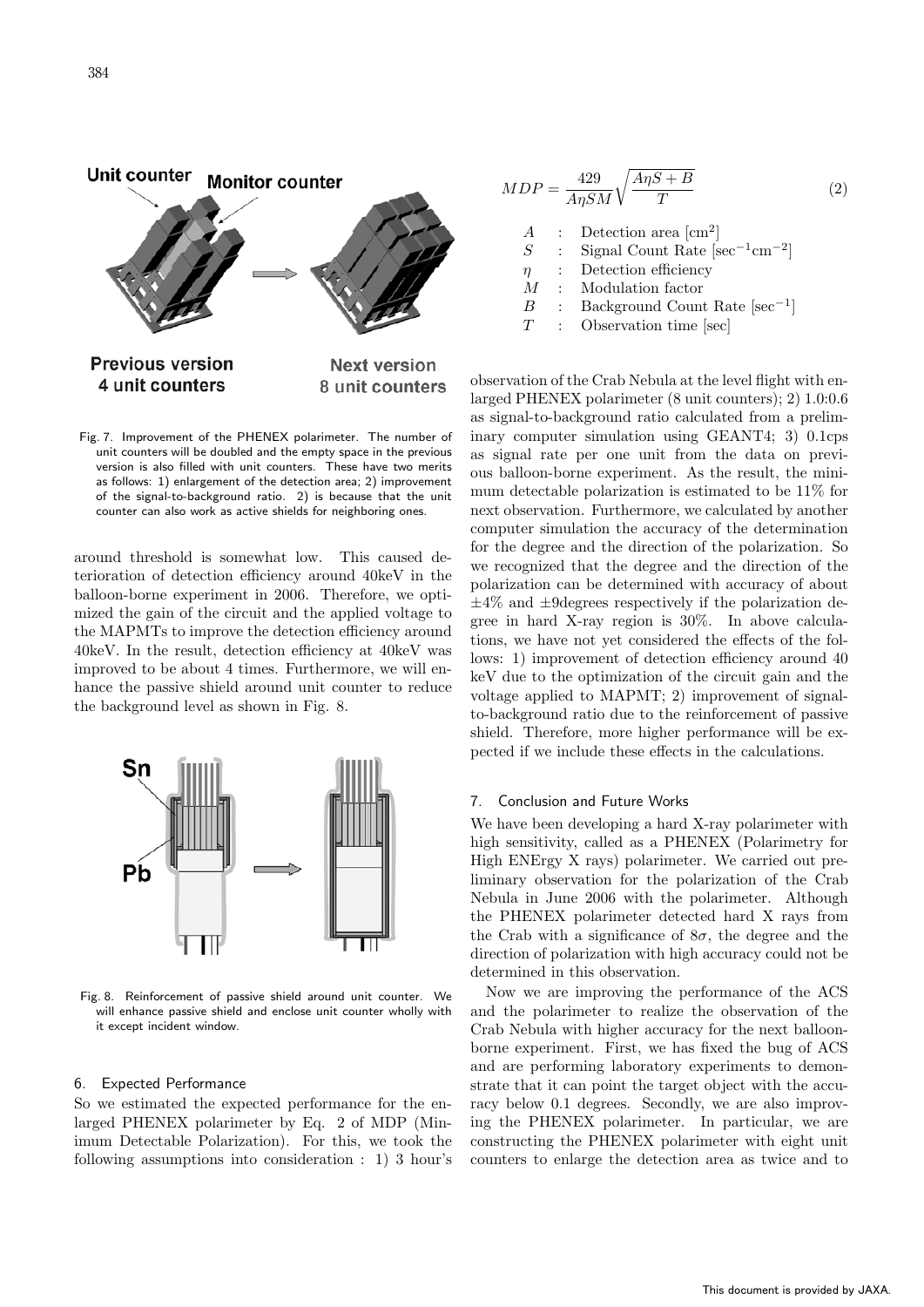Fig. 7. Improvement of the PHENEX polarimeter. The number of unit counters will be doubled and the empty space in the previous version is also filled with unit counters. These have two merits as follows: 1) enlargement of the detection area; 2) improvement of the signal-to-background ratio. 2) is because that the unit counter can also work as active shields for neighboring ones.

around threshold is somewhat low. This caused deterioration of detection efficiency around 40keV in the balloon-borne experiment in 2006. Therefore, we optimized the gain of the circuit and the applied voltage to the MAPMTs to improve the detection efficiency around 40keV. In the result, detection efficiency at 40keV was improved to be about 4 times. Furthermore, we will enhance the passive shield around unit counter to reduce the background level as shown in Fig. 8.

Fig. 8. Reinforcement of passive shield around unit counter. We will enhance passive shield and enclose unit counter wholly with it except incident window.

## 6. Expected Performance

So we estimated the expected performance for the enlarged PHENEX polarimeter by Eq. 2 of MDP (Minimum Detectable Polarization). For this, we took the following assumptions into consideration : 1) 3 hour's

$$MDP = \frac{429}{A\eta SM}\sqrt{\frac{A\eta S + B}{T}} \tag{2}$$

- $A$ : Detection area [cm$^2$]
- $S$ : Signal Count Rate [sec$^{-1}$cm$^{-2}$]
- $\eta$ : Detection efficiency
- $M$ : Modulation factor
- $B$ : Background Count Rate [sec$^{-1}$]
- $T$ : Observation time [sec]

observation of the Crab Nebula at the level flight with enlarged PHENEX polarimeter (8 unit counters); 2) 1.0:0.6 as signal-to-background ratio calculated from a preliminary computer simulation using GEANT4; 3) 0.1cps as signal rate per one unit from the data on previous balloon-borne experiment. As the result, the minimum detectable polarization is estimated to be 11% for next observation. Furthermore, we calculated by another computer simulation the accuracy of the determination for the degree and the direction of the polarization. So we recognized that the degree and the direction of the polarization can be determined with accuracy of about ±4% and ±9degrees respectively if the polarization degree in hard X-ray region is 30%. In above calculations, we have not yet considered the effects of the follows: 1) improvement of detection efficiency around 40 keV due to the optimization of the circuit gain and the voltage applied to MAPMT; 2) improvement of signal-to-background ratio due to the reinforcement of passive shield. Therefore, more higher performance will be expected if we include these effects in the calculations.

## 7. Conclusion and Future Works

We have been developing a hard X-ray polarimeter with high sensitivity, called as a PHENEX (Polarimetry for High ENErgy X rays) polarimeter. We carried out preliminary observation for the polarization of the Crab Nebula in June 2006 with the polarimeter. Although the PHENEX polarimeter detected hard X rays from the Crab with a significance of $8\sigma$, the degree and the direction of polarization with high accuracy could not be determined in this observation.

Now we are improving the performance of the ACS and the polarimeter to realize the observation of the Crab Nebula with higher accuracy for the next balloon-borne experiment. First, we has fixed the bug of ACS and are performing laboratory experiments to demonstrate that it can point the target object with the accuracy below 0.1 degrees. Secondly, we are also improving the PHENEX polarimeter. In particular, we are constructing the PHENEX polarimeter with eight unit counters to enlarge the detection area as twice and to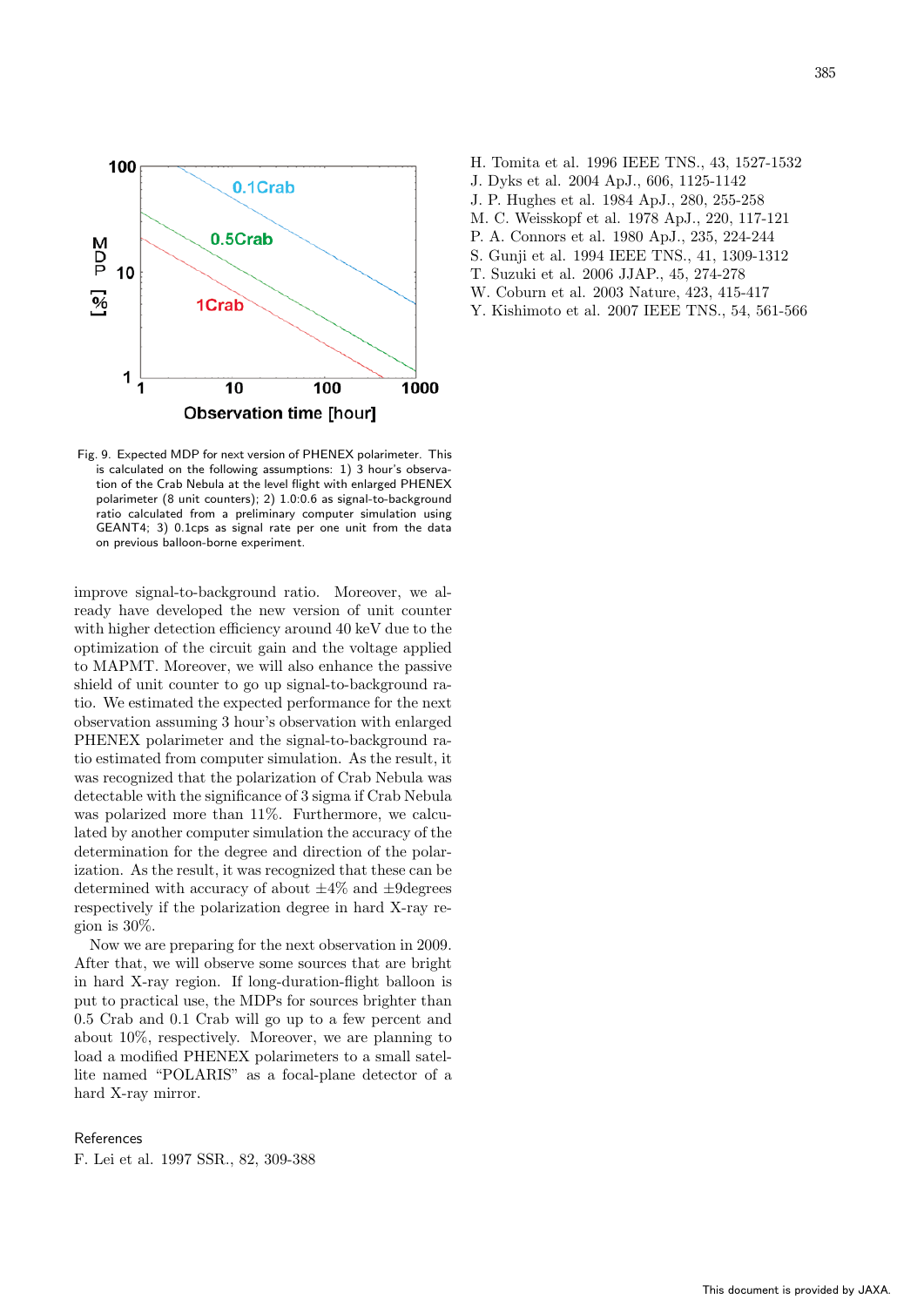100

0.1Crab

0.5Crab

MDP [%]

10

1Crab

1

1

10

100

1000

Observation time [hour]

Fig. 9. Expected MDP for next version of PHENEX polarimeter. This is calculated on the following assumptions: 1) 3 hour's observation of the Crab Nebula at the level flight with enlarged PHENEX polarimeter (8 unit counters); 2) 1.0:0.6 as signal-to-background ratio calculated from a preliminary computer simulation using GEANT4; 3) 0.1cps as signal rate per one unit from the data on previous balloon-borne experiment.

improve signal-to-background ratio. Moreover, we already have developed the new version of unit counter with higher detection efficiency around 40 keV due to the optimization of the circuit gain and the voltage applied to MAPMT. Moreover, we will also enhance the passive shield of unit counter to go up signal-to-background ratio. We estimated the expected performance for the next observation assuming 3 hour's observation with enlarged PHENEX polarimeter and the signal-to-background ratio estimated from computer simulation. As the result, it was recognized that the polarization of Crab Nebula was detectable with the significance of 3 sigma if Crab Nebula was polarized more than 11%. Furthermore, we calculated by another computer simulation the accuracy of the determination for the degree and direction of the polarization. As the result, it was recognized that these can be determined with accuracy of about ±4% and ±9degrees respectively if the polarization degree in hard X-ray region is 30%.

Now we are preparing for the next observation in 2009. After that, we will observe some sources that are bright in hard X-ray region. If long-duration-flight balloon is put to practical use, the MDPs for sources brighter than 0.5 Crab and 0.1 Crab will go up to a few percent and about 10%, respectively. Moreover, we are planning to load a modified PHENEX polarimeters to a small satellite named "POLARIS" as a focal-plane detector of a hard X-ray mirror.

## References

F. Lei et al. 1997 SSR., 82, 309-388
H. Tomita et al. 1996 IEEE TNS., 43, 1527-1532
J. Dyks et al. 2004 ApJ., 606, 1125-1142
J. P. Hughes et al. 1984 ApJ., 280, 255-258
M. C. Weisskopf et al. 1978 ApJ., 220, 117-121
P. A. Connors et al. 1980 ApJ., 235, 224-244
S. Gunji et al. 1994 IEEE TNS., 41, 1309-1312
T. Suzuki et al. 2006 JJAP., 45, 274-278
W. Coburn et al. 2003 Nature, 423, 415-417
Y. Kishimoto et al. 2007 IEEE TNS., 54, 561-566